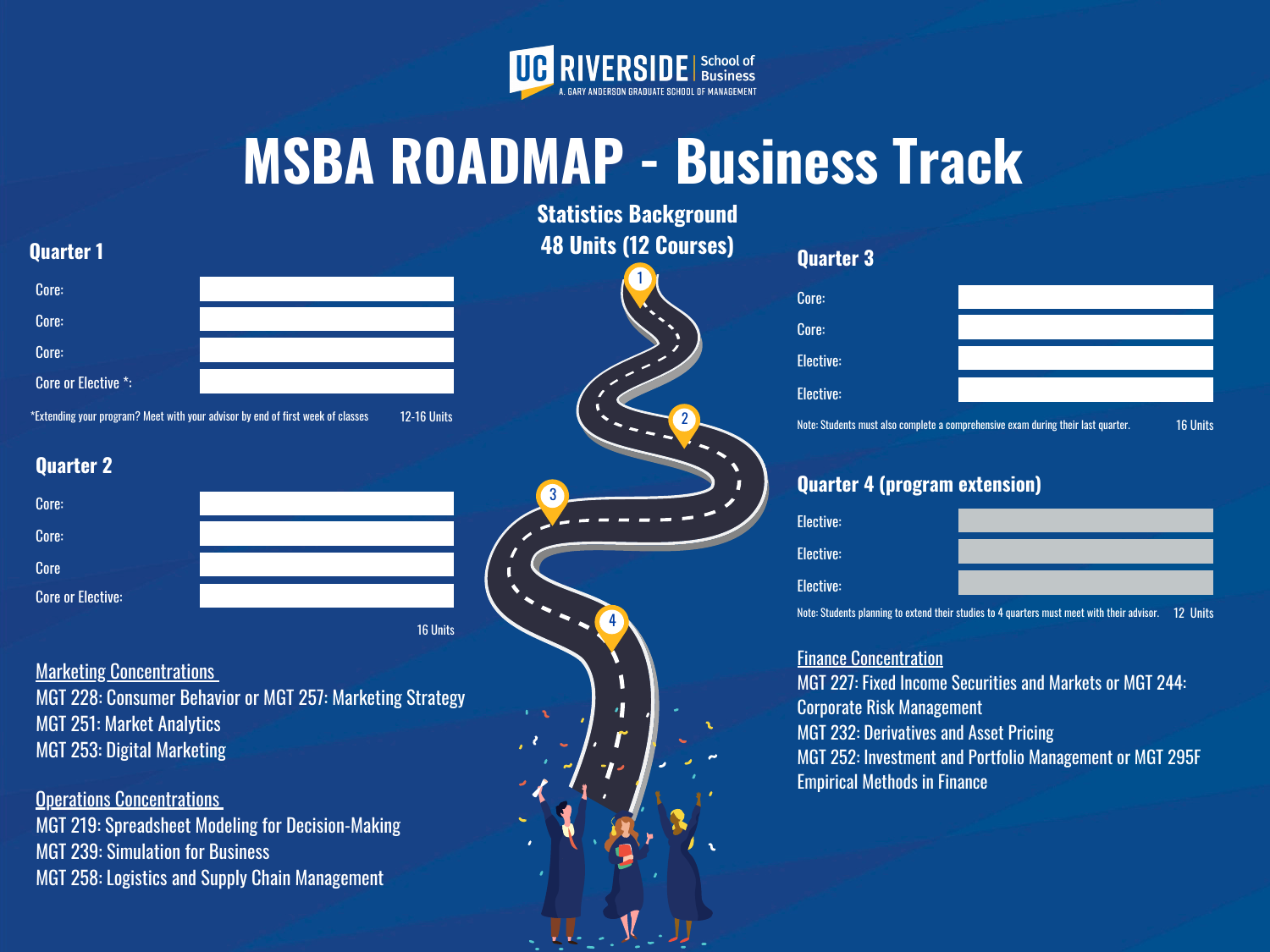UC RIVERSIDE School of Business
A. GARY ANDERSON GRADUATE SCHOOL OF MANAGEMENT

# MSBA ROADMAP - Business Track

## Statistics Background
## 48 Units (12 Courses)

### Quarter 1

| | |
|---|---|
| Core: | |
| Core: | |
| Core: | |
| Core or Elective *: | |

*Extending your program? Meet with your advisor by end of first week of classes — 12-16 Units

### Quarter 2

| | |
|---|---|
| Core: | |
| Core: | |
| Core | |
| Core or Elective: | |

16 Units

### Quarter 3

| | |
|---|---|
| Core: | |
| Core: | |
| Elective: | |
| Elective: | |

Note: Students must also complete a comprehensive exam during their last quarter. — 16 Units

### Quarter 4 (program extension)

| | |
|---|---|
| Elective: | |
| Elective: | |
| Elective: | |

Note: Students planning to extend their studies to 4 quarters must meet with their advisor. — 12 Units

### Marketing Concentrations

MGT 228: Consumer Behavior or MGT 257: Marketing Strategy
MGT 251: Market Analytics
MGT 253: Digital Marketing

### Operations Concentrations

MGT 219: Spreadsheet Modeling for Decision-Making
MGT 239: Simulation for Business
MGT 258: Logistics and Supply Chain Management

### Finance Concentration

MGT 227: Fixed Income Securities and Markets or MGT 244: Corporate Risk Management
MGT 232: Derivatives and Asset Pricing
MGT 252: Investment and Portfolio Management or MGT 295F Empirical Methods in Finance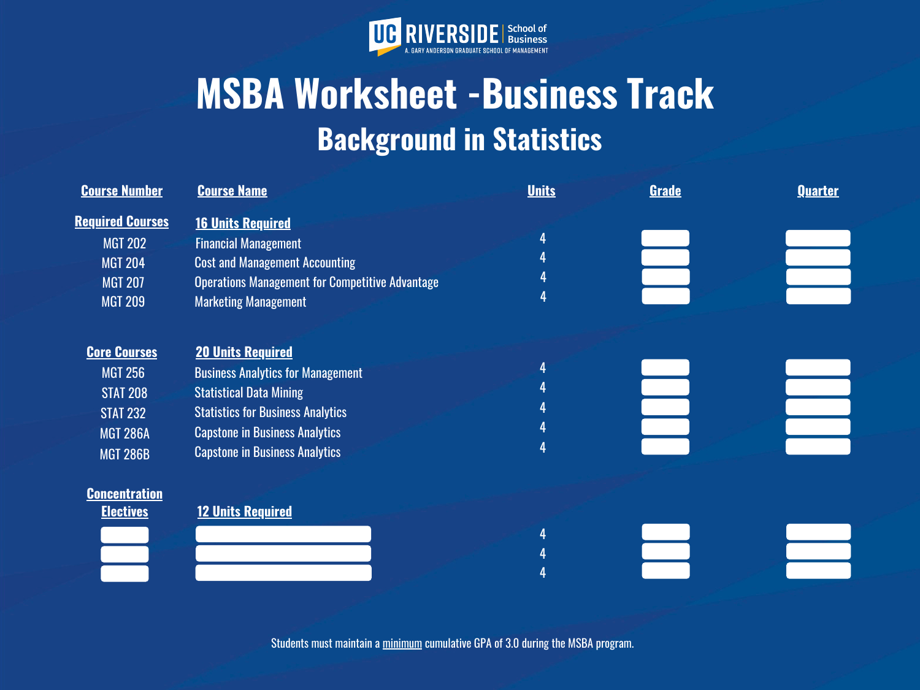# MSBA Worksheet -Business Track

## Background in Statistics

| Course Number | Course Name | Units | Grade | Quarter |
|---|---|---|---|---|
| **Required Courses** | **16 Units Required** | | | |
| MGT 202 | Financial Management | 4 | | |
| MGT 204 | Cost and Management Accounting | 4 | | |
| MGT 207 | Operations Management for Competitive Advantage | 4 | | |
| MGT 209 | Marketing Management | 4 | | |
| **Core Courses** | **20 Units Required** | | | |
| MGT 256 | Business Analytics for Management | 4 | | |
| STAT 208 | Statistical Data Mining | 4 | | |
| STAT 232 | Statistics for Business Analytics | 4 | | |
| MGT 286A | Capstone in Business Analytics | 4 | | |
| MGT 286B | Capstone in Business Analytics | 4 | | |
| **Concentration Electives** | **12 Units Required** | | | |
| | | 4 | | |
| | | 4 | | |
| | | 4 | | |

Students must maintain a minimum cumulative GPA of 3.0 during the MSBA program.